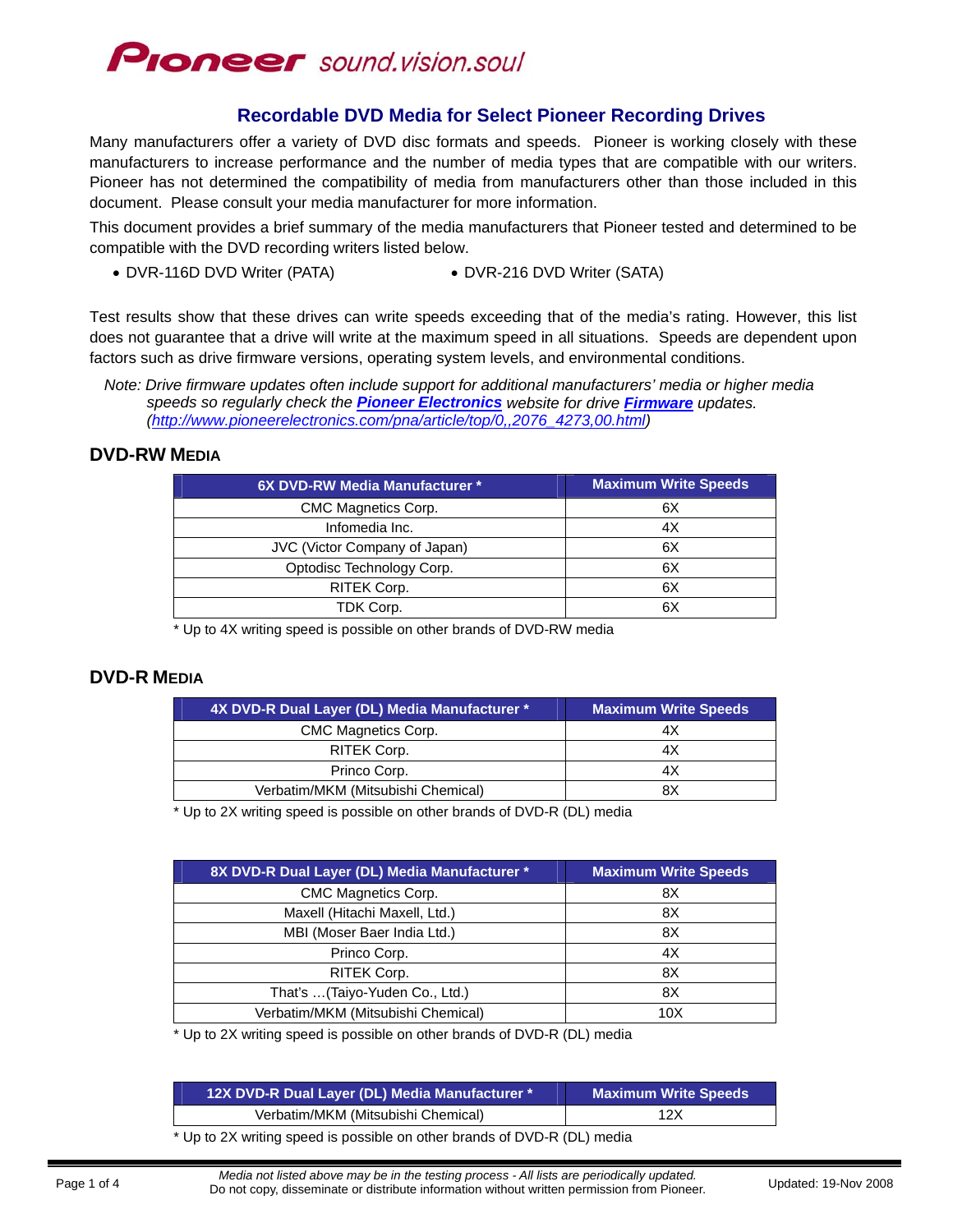Pioneer sound.vision.soul

# Recordable DVD Media for Select Pioneer Recording Drives

Many manufacturers offer a variety of DVD disc formats and speeds. Pioneer is working closely with these manufacturers to increase performance and the number of media types that are compatible with our writers. Pioneer has not determined the compatibility of media from manufacturers other than those included in this document. Please consult your media manufacturer for more information.

This document provides a brief summary of the media manufacturers that Pioneer tested and determined to be compatible with the DVD recording writers listed below.

- DVR-116D DVD Writer (PATA)
- DVR-216 DVD Writer (SATA)

Test results show that these drives can write speeds exceeding that of the media's rating. However, this list does not guarantee that a drive will write at the maximum speed in all situations. Speeds are dependent upon factors such as drive firmware versions, operating system levels, and environmental conditions.

*Note: Drive firmware updates often include support for additional manufacturers' media or higher media speeds so regularly check the **Pioneer Electronics** website for drive **Firmware** updates. (http://www.pioneerelectronics.com/pna/article/top/0,,2076_4273,00.html)*

## DVD-RW MEDIA

| 6X DVD-RW Media Manufacturer * | Maximum Write Speeds |
|---|---|
| CMC Magnetics Corp. | 6X |
| Infomedia Inc. | 4X |
| JVC (Victor Company of Japan) | 6X |
| Optodisc Technology Corp. | 6X |
| RITEK Corp. | 6X |
| TDK Corp. | 6X |

* Up to 4X writing speed is possible on other brands of DVD-RW media

## DVD-R MEDIA

| 4X DVD-R Dual Layer (DL) Media Manufacturer * | Maximum Write Speeds |
|---|---|
| CMC Magnetics Corp. | 4X |
| RITEK Corp. | 4X |
| Princo Corp. | 4X |
| Verbatim/MKM (Mitsubishi Chemical) | 8X |

* Up to 2X writing speed is possible on other brands of DVD-R (DL) media

| 8X DVD-R Dual Layer (DL) Media Manufacturer * | Maximum Write Speeds |
|---|---|
| CMC Magnetics Corp. | 8X |
| Maxell (Hitachi Maxell, Ltd.) | 8X |
| MBI (Moser Baer India Ltd.) | 8X |
| Princo Corp. | 4X |
| RITEK Corp. | 8X |
| That's …(Taiyo-Yuden Co., Ltd.) | 8X |
| Verbatim/MKM (Mitsubishi Chemical) | 10X |

* Up to 2X writing speed is possible on other brands of DVD-R (DL) media

| 12X DVD-R Dual Layer (DL) Media Manufacturer * | Maximum Write Speeds |
|---|---|
| Verbatim/MKM (Mitsubishi Chemical) | 12X |

* Up to 2X writing speed is possible on other brands of DVD-R (DL) media

*Media not listed above may be in the testing process - All lists are periodically updated.*
Do not copy, disseminate or distribute information without written permission from Pioneer.

Updated: 19-Nov 2008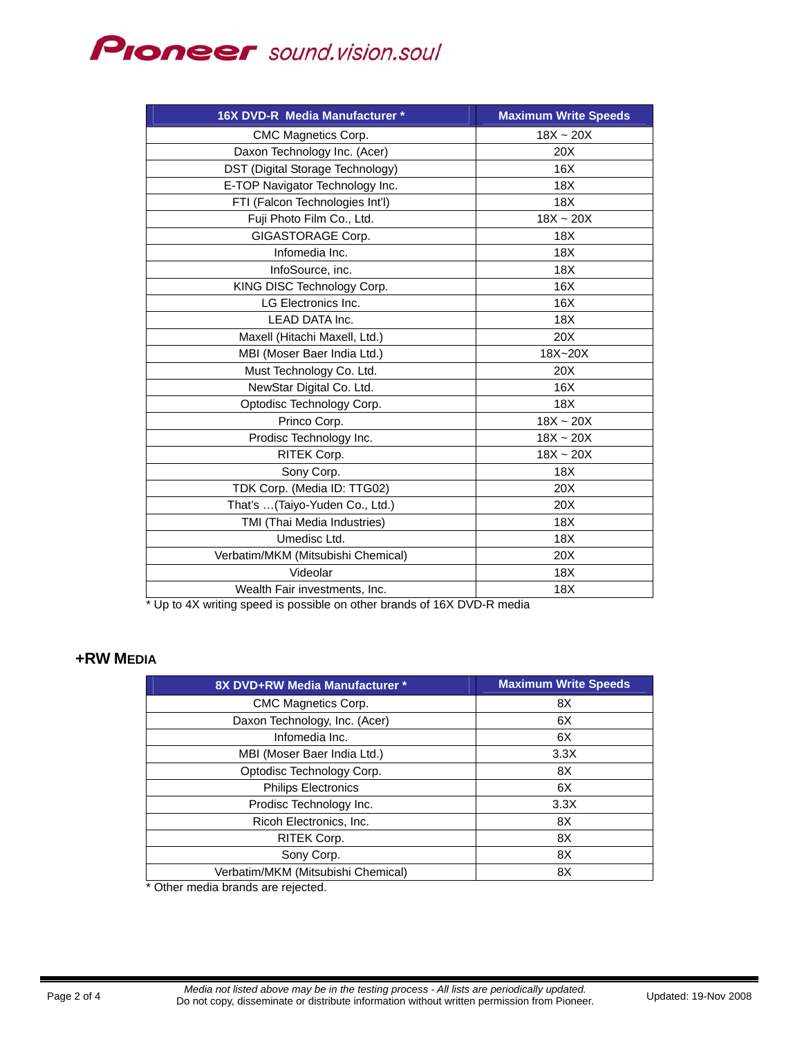| 16X DVD-R Media Manufacturer * | Maximum Write Speeds |
|---|---|
| CMC Magnetics Corp. | 18X ~ 20X |
| Daxon Technology Inc. (Acer) | 20X |
| DST (Digital Storage Technology) | 16X |
| E-TOP Navigator Technology Inc. | 18X |
| FTI (Falcon Technologies Int'l) | 18X |
| Fuji Photo Film Co., Ltd. | 18X ~ 20X |
| GIGASTORAGE Corp. | 18X |
| Infomedia Inc. | 18X |
| InfoSource, inc. | 18X |
| KING DISC Technology Corp. | 16X |
| LG Electronics Inc. | 16X |
| LEAD DATA Inc. | 18X |
| Maxell (Hitachi Maxell, Ltd.) | 20X |
| MBI (Moser Baer India Ltd.) | 18X~20X |
| Must Technology Co. Ltd. | 20X |
| NewStar Digital Co. Ltd. | 16X |
| Optodisc Technology Corp. | 18X |
| Princo Corp. | 18X ~ 20X |
| Prodisc Technology Inc. | 18X ~ 20X |
| RITEK Corp. | 18X ~ 20X |
| Sony Corp. | 18X |
| TDK Corp. (Media ID: TTG02) | 20X |
| That's …(Taiyo-Yuden Co., Ltd.) | 20X |
| TMI (Thai Media Industries) | 18X |
| Umedisc Ltd. | 18X |
| Verbatim/MKM (Mitsubishi Chemical) | 20X |
| Videolar | 18X |
| Wealth Fair investments, Inc. | 18X |

* Up to 4X writing speed is possible on other brands of 16X DVD-R media

## +RW MEDIA

| 8X DVD+RW Media Manufacturer * | Maximum Write Speeds |
|---|---|
| CMC Magnetics Corp. | 8X |
| Daxon Technology, Inc. (Acer) | 6X |
| Infomedia Inc. | 6X |
| MBI (Moser Baer India Ltd.) | 3.3X |
| Optodisc Technology Corp. | 8X |
| Philips Electronics | 6X |
| Prodisc Technology Inc. | 3.3X |
| Ricoh Electronics, Inc. | 8X |
| RITEK Corp. | 8X |
| Sony Corp. | 8X |
| Verbatim/MKM (Mitsubishi Chemical) | 8X |

* Other media brands are rejected.

*Media not listed above may be in the testing process - All lists are periodically updated.*
Do not copy, disseminate or distribute information without written permission from Pioneer.

Updated: 19-Nov 2008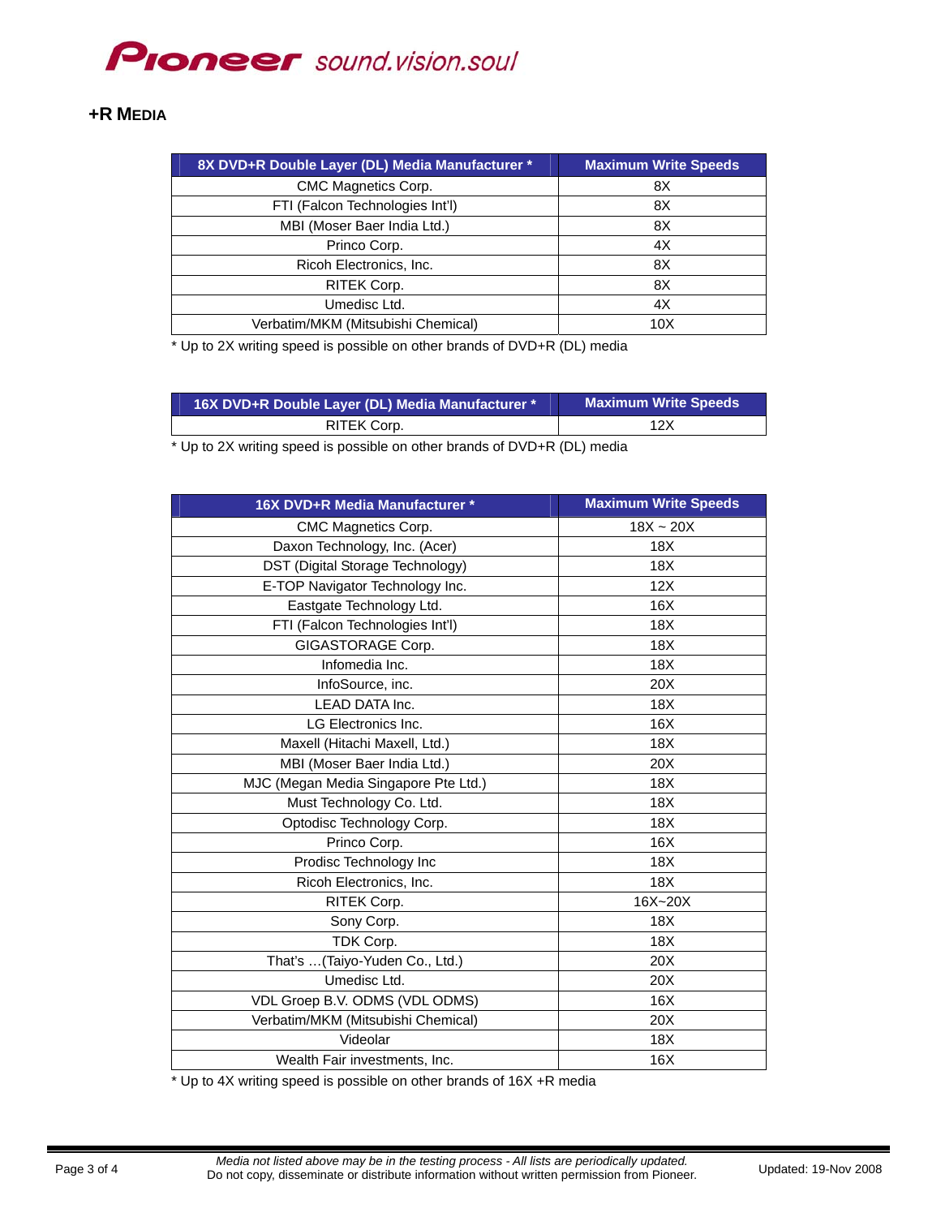## +R MEDIA

| 8X DVD+R Double Layer (DL) Media Manufacturer * | Maximum Write Speeds |
|---|---|
| CMC Magnetics Corp. | 8X |
| FTI (Falcon Technologies Int'l) | 8X |
| MBI (Moser Baer India Ltd.) | 8X |
| Princo Corp. | 4X |
| Ricoh Electronics, Inc. | 8X |
| RITEK Corp. | 8X |
| Umedisc Ltd. | 4X |
| Verbatim/MKM (Mitsubishi Chemical) | 10X |

* Up to 2X writing speed is possible on other brands of DVD+R (DL) media

| 16X DVD+R Double Layer (DL) Media Manufacturer * | Maximum Write Speeds |
|---|---|
| RITEK Corp. | 12X |

* Up to 2X writing speed is possible on other brands of DVD+R (DL) media

| 16X DVD+R Media Manufacturer * | Maximum Write Speeds |
|---|---|
| CMC Magnetics Corp. | 18X ~ 20X |
| Daxon Technology, Inc. (Acer) | 18X |
| DST (Digital Storage Technology) | 18X |
| E-TOP Navigator Technology Inc. | 12X |
| Eastgate Technology Ltd. | 16X |
| FTI (Falcon Technologies Int'l) | 18X |
| GIGASTORAGE Corp. | 18X |
| Infomedia Inc. | 18X |
| InfoSource, inc. | 20X |
| LEAD DATA Inc. | 18X |
| LG Electronics Inc. | 16X |
| Maxell (Hitachi Maxell, Ltd.) | 18X |
| MBI (Moser Baer India Ltd.) | 20X |
| MJC (Megan Media Singapore Pte Ltd.) | 18X |
| Must Technology Co. Ltd. | 18X |
| Optodisc Technology Corp. | 18X |
| Princo Corp. | 16X |
| Prodisc Technology Inc | 18X |
| Ricoh Electronics, Inc. | 18X |
| RITEK Corp. | 16X~20X |
| Sony Corp. | 18X |
| TDK Corp. | 18X |
| That's …(Taiyo-Yuden Co., Ltd.) | 20X |
| Umedisc Ltd. | 20X |
| VDL Groep B.V. ODMS (VDL ODMS) | 16X |
| Verbatim/MKM (Mitsubishi Chemical) | 20X |
| Videolar | 18X |
| Wealth Fair investments, Inc. | 16X |

* Up to 4X writing speed is possible on other brands of 16X +R media

*Media not listed above may be in the testing process - All lists are periodically updated.*
Do not copy, disseminate or distribute information without written permission from Pioneer.

Updated: 19-Nov 2008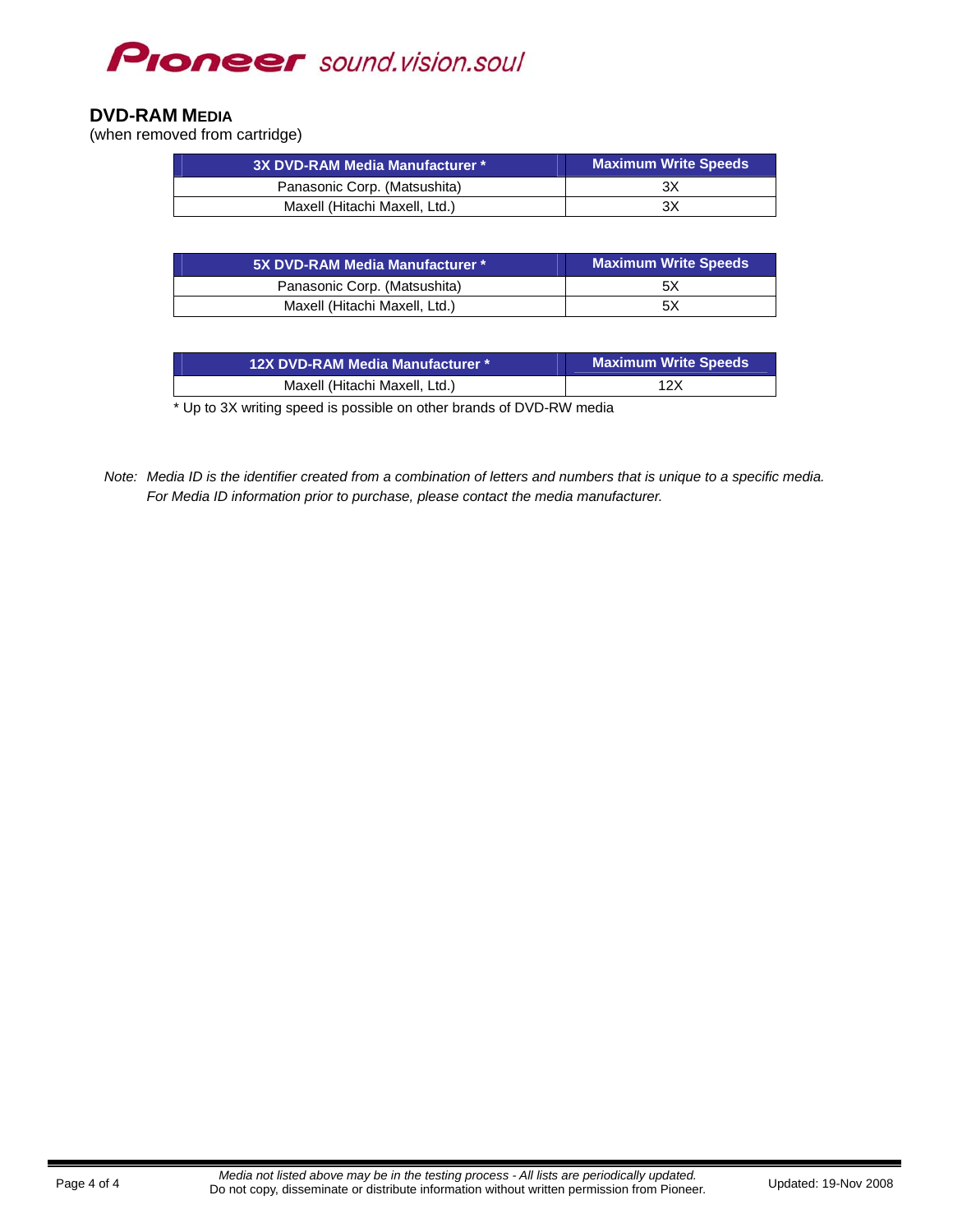## DVD-RAM MEDIA

(when removed from cartridge)

| 3X DVD-RAM Media Manufacturer * | Maximum Write Speeds |
|---|---|
| Panasonic Corp. (Matsushita) | 3X |
| Maxell (Hitachi Maxell, Ltd.) | 3X |

| 5X DVD-RAM Media Manufacturer * | Maximum Write Speeds |
|---|---|
| Panasonic Corp. (Matsushita) | 5X |
| Maxell (Hitachi Maxell, Ltd.) | 5X |

| 12X DVD-RAM Media Manufacturer * | Maximum Write Speeds |
|---|---|
| Maxell (Hitachi Maxell, Ltd.) | 12X |

* Up to 3X writing speed is possible on other brands of DVD-RW media

*Note: Media ID is the identifier created from a combination of letters and numbers that is unique to a specific media. For Media ID information prior to purchase, please contact the media manufacturer.*

*Media not listed above may be in the testing process - All lists are periodically updated.*
Do not copy, disseminate or distribute information without written permission from Pioneer.

Updated: 19-Nov 2008